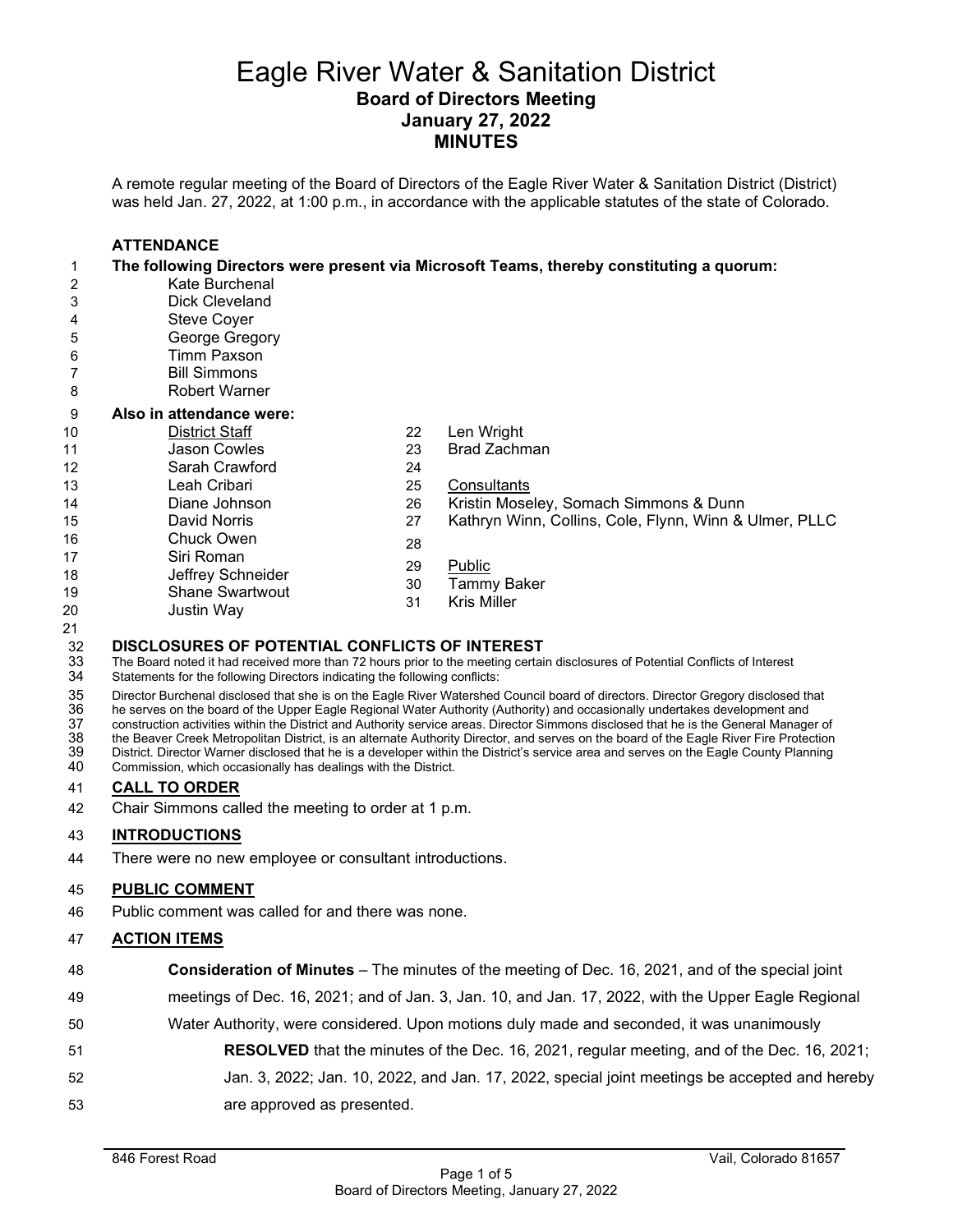# Eagle River Water & Sanitation District

## Board of Directors Meeting
## January 27, 2022
## MINUTES

A remote regular meeting of the Board of Directors of the Eagle River Water & Sanitation District (District) was held Jan. 27, 2022, at 1:00 p.m., in accordance with the applicable statutes of the state of Colorado.

**ATTENDANCE**

**The following Directors were present via Microsoft Teams, thereby constituting a quorum:**

- Kate Burchenal
- Dick Cleveland
- Steve Coyer
- George Gregory
- Timm Paxson
- Bill Simmons
- Robert Warner

**Also in attendance were:**

District Staff
- Jason Cowles
- Sarah Crawford
- Leah Cribari
- Diane Johnson
- David Norris
- Chuck Owen
- Siri Roman
- Jeffrey Schneider
- Shane Swartwout
- Justin Way
- Len Wright
- Brad Zachman

Consultants
- Kristin Moseley, Somach Simmons & Dunn
- Kathryn Winn, Collins, Cole, Flynn, Winn & Ulmer, PLLC

Public
- Tammy Baker
- Kris Miller

**DISCLOSURES OF POTENTIAL CONFLICTS OF INTEREST**

The Board noted it had received more than 72 hours prior to the meeting certain disclosures of Potential Conflicts of Interest Statements for the following Directors indicating the following conflicts:

Director Burchenal disclosed that she is on the Eagle River Watershed Council board of directors. Director Gregory disclosed that he serves on the board of the Upper Eagle Regional Water Authority (Authority) and occasionally undertakes development and construction activities within the District and Authority service areas. Director Simmons disclosed that he is the General Manager of the Beaver Creek Metropolitan District, is an alternate Authority Director, and serves on the board of the Eagle River Fire Protection District. Director Warner disclosed that he is a developer within the District's service area and serves on the Eagle County Planning Commission, which occasionally has dealings with the District.

**CALL TO ORDER**

Chair Simmons called the meeting to order at 1 p.m.

**INTRODUCTIONS**

There were no new employee or consultant introductions.

**PUBLIC COMMENT**

Public comment was called for and there was none.

**ACTION ITEMS**

**Consideration of Minutes** – The minutes of the meeting of Dec. 16, 2021, and of the special joint meetings of Dec. 16, 2021; and of Jan. 3, Jan. 10, and Jan. 17, 2022, with the Upper Eagle Regional Water Authority, were considered. Upon motions duly made and seconded, it was unanimously

> **RESOLVED** that the minutes of the Dec. 16, 2021, regular meeting, and of the Dec. 16, 2021; Jan. 3, 2022; Jan. 10, 2022, and Jan. 17, 2022, special joint meetings be accepted and hereby are approved as presented.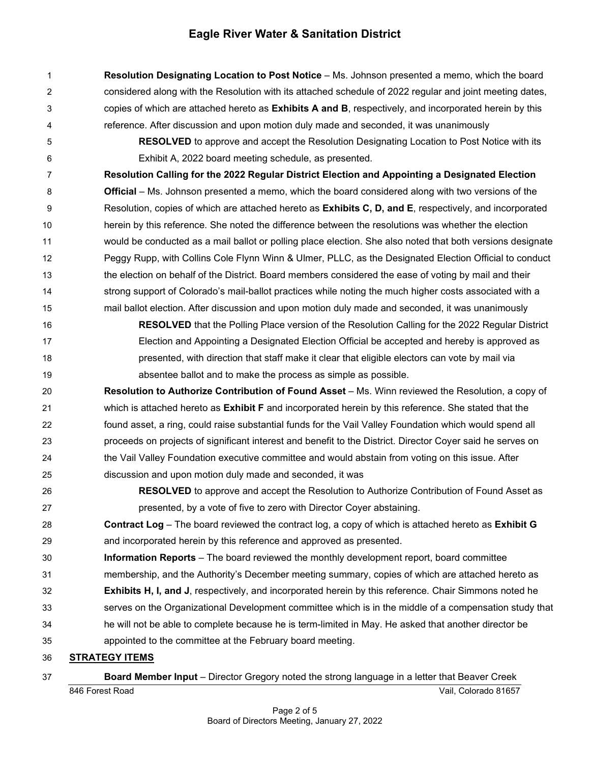**Resolution Designating Location to Post Notice** – Ms. Johnson presented a memo, which the board considered along with the Resolution with its attached schedule of 2022 regular and joint meeting dates, copies of which are attached hereto as **Exhibits A and B**, respectively, and incorporated herein by this reference. After discussion and upon motion duly made and seconded, it was unanimously

> **RESOLVED** to approve and accept the Resolution Designating Location to Post Notice with its Exhibit A, 2022 board meeting schedule, as presented.

**Resolution Calling for the 2022 Regular District Election and Appointing a Designated Election Official** – Ms. Johnson presented a memo, which the board considered along with two versions of the Resolution, copies of which are attached hereto as **Exhibits C, D, and E**, respectively, and incorporated herein by this reference. She noted the difference between the resolutions was whether the election would be conducted as a mail ballot or polling place election. She also noted that both versions designate Peggy Rupp, with Collins Cole Flynn Winn & Ulmer, PLLC, as the Designated Election Official to conduct the election on behalf of the District. Board members considered the ease of voting by mail and their strong support of Colorado's mail-ballot practices while noting the much higher costs associated with a mail ballot election. After discussion and upon motion duly made and seconded, it was unanimously

> **RESOLVED** that the Polling Place version of the Resolution Calling for the 2022 Regular District Election and Appointing a Designated Election Official be accepted and hereby is approved as presented, with direction that staff make it clear that eligible electors can vote by mail via absentee ballot and to make the process as simple as possible.

**Resolution to Authorize Contribution of Found Asset** – Ms. Winn reviewed the Resolution, a copy of which is attached hereto as **Exhibit F** and incorporated herein by this reference. She stated that the found asset, a ring, could raise substantial funds for the Vail Valley Foundation which would spend all proceeds on projects of significant interest and benefit to the District. Director Coyer said he serves on the Vail Valley Foundation executive committee and would abstain from voting on this issue. After discussion and upon motion duly made and seconded, it was

> **RESOLVED** to approve and accept the Resolution to Authorize Contribution of Found Asset as presented, by a vote of five to zero with Director Coyer abstaining.

**Contract Log** – The board reviewed the contract log, a copy of which is attached hereto as **Exhibit G** and incorporated herein by this reference and approved as presented.

**Information Reports** – The board reviewed the monthly development report, board committee membership, and the Authority's December meeting summary, copies of which are attached hereto as **Exhibits H, I, and J**, respectively, and incorporated herein by this reference. Chair Simmons noted he serves on the Organizational Development committee which is in the middle of a compensation study that he will not be able to complete because he is term-limited in May. He asked that another director be appointed to the committee at the February board meeting.

## STRATEGY ITEMS

**Board Member Input** – Director Gregory noted the strong language in a letter that Beaver Creek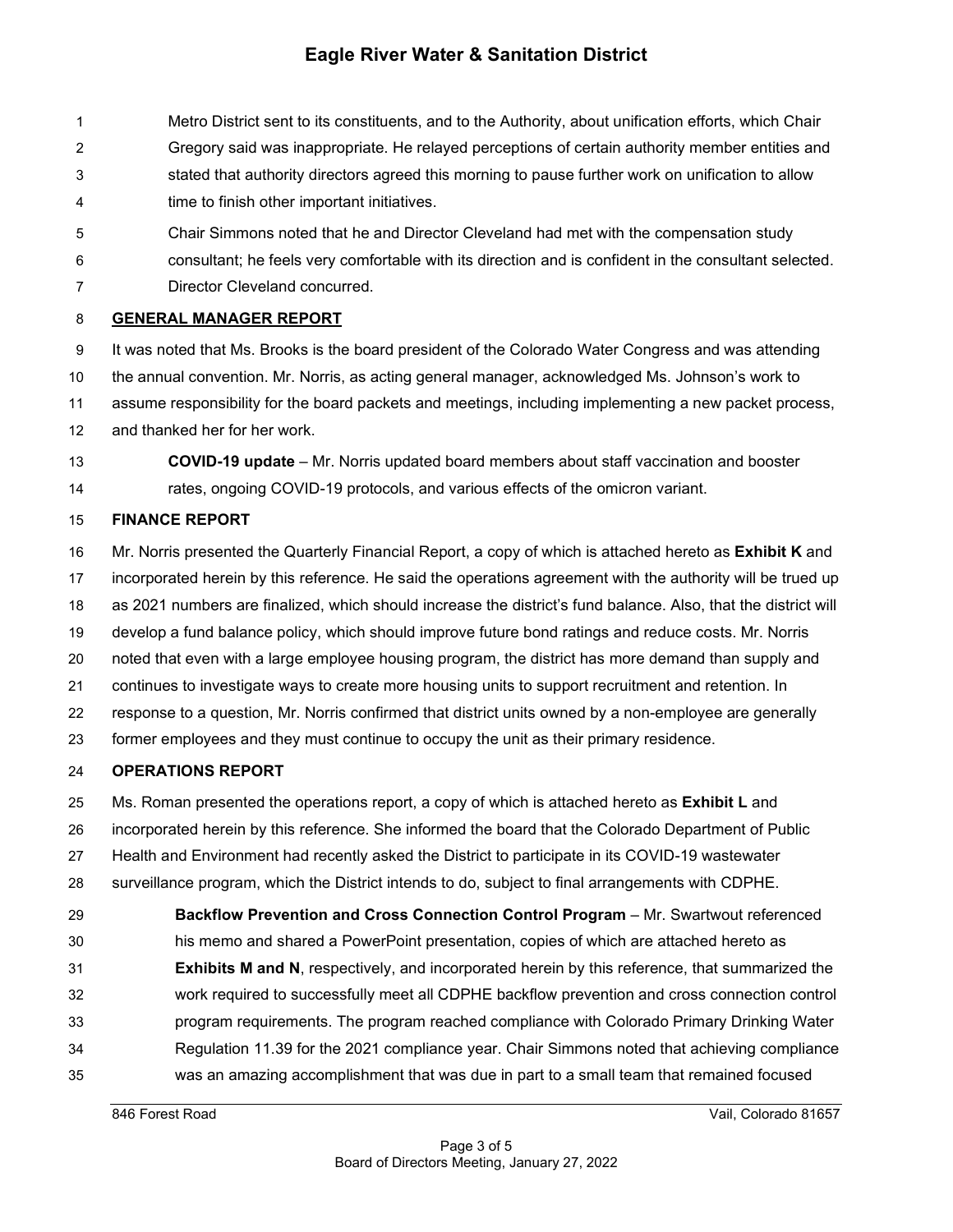Metro District sent to its constituents, and to the Authority, about unification efforts, which Chair Gregory said was inappropriate. He relayed perceptions of certain authority member entities and stated that authority directors agreed this morning to pause further work on unification to allow time to finish other important initiatives.

Chair Simmons noted that he and Director Cleveland had met with the compensation study consultant; he feels very comfortable with its direction and is confident in the consultant selected. Director Cleveland concurred.

## GENERAL MANAGER REPORT

It was noted that Ms. Brooks is the board president of the Colorado Water Congress and was attending the annual convention. Mr. Norris, as acting general manager, acknowledged Ms. Johnson's work to assume responsibility for the board packets and meetings, including implementing a new packet process, and thanked her for her work.

**COVID-19 update** – Mr. Norris updated board members about staff vaccination and booster rates, ongoing COVID-19 protocols, and various effects of the omicron variant.

## FINANCE REPORT

Mr. Norris presented the Quarterly Financial Report, a copy of which is attached hereto as **Exhibit K** and incorporated herein by this reference. He said the operations agreement with the authority will be trued up as 2021 numbers are finalized, which should increase the district's fund balance. Also, that the district will develop a fund balance policy, which should improve future bond ratings and reduce costs. Mr. Norris noted that even with a large employee housing program, the district has more demand than supply and continues to investigate ways to create more housing units to support recruitment and retention. In response to a question, Mr. Norris confirmed that district units owned by a non-employee are generally former employees and they must continue to occupy the unit as their primary residence.

## OPERATIONS REPORT

Ms. Roman presented the operations report, a copy of which is attached hereto as **Exhibit L** and incorporated herein by this reference. She informed the board that the Colorado Department of Public Health and Environment had recently asked the District to participate in its COVID-19 wastewater surveillance program, which the District intends to do, subject to final arrangements with CDPHE.

**Backflow Prevention and Cross Connection Control Program** – Mr. Swartwout referenced his memo and shared a PowerPoint presentation, copies of which are attached hereto as **Exhibits M and N**, respectively, and incorporated herein by this reference, that summarized the work required to successfully meet all CDPHE backflow prevention and cross connection control program requirements. The program reached compliance with Colorado Primary Drinking Water Regulation 11.39 for the 2021 compliance year. Chair Simmons noted that achieving compliance was an amazing accomplishment that was due in part to a small team that remained focused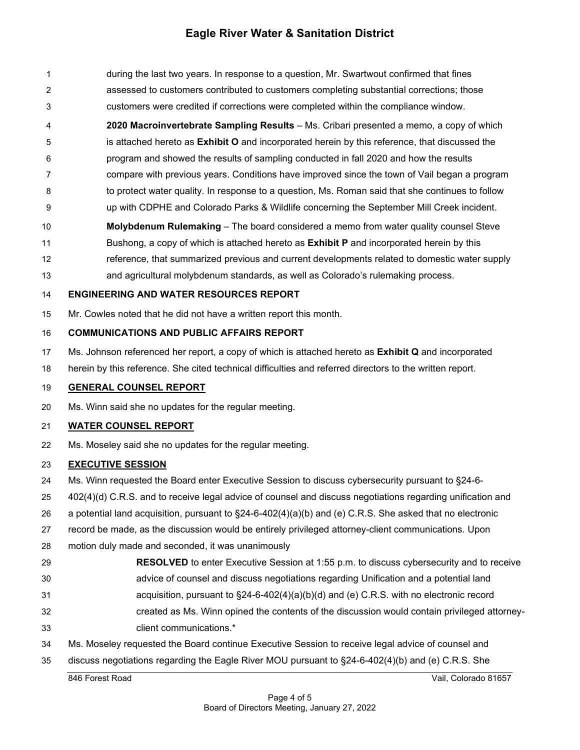during the last two years. In response to a question, Mr. Swartwout confirmed that fines assessed to customers contributed to customers completing substantial corrections; those customers were credited if corrections were completed within the compliance window.

**2020 Macroinvertebrate Sampling Results** – Ms. Cribari presented a memo, a copy of which is attached hereto as **Exhibit O** and incorporated herein by this reference, that discussed the program and showed the results of sampling conducted in fall 2020 and how the results compare with previous years. Conditions have improved since the town of Vail began a program to protect water quality. In response to a question, Ms. Roman said that she continues to follow up with CDPHE and Colorado Parks & Wildlife concerning the September Mill Creek incident.

**Molybdenum Rulemaking** – The board considered a memo from water quality counsel Steve Bushong, a copy of which is attached hereto as **Exhibit P** and incorporated herein by this reference, that summarized previous and current developments related to domestic water supply and agricultural molybdenum standards, as well as Colorado's rulemaking process.

**ENGINEERING AND WATER RESOURCES REPORT**

Mr. Cowles noted that he did not have a written report this month.

**COMMUNICATIONS AND PUBLIC AFFAIRS REPORT**

Ms. Johnson referenced her report, a copy of which is attached hereto as **Exhibit Q** and incorporated herein by this reference. She cited technical difficulties and referred directors to the written report.

**GENERAL COUNSEL REPORT**

Ms. Winn said she no updates for the regular meeting.

**WATER COUNSEL REPORT**

Ms. Moseley said she no updates for the regular meeting.

**EXECUTIVE SESSION**

Ms. Winn requested the Board enter Executive Session to discuss cybersecurity pursuant to §24-6-402(4)(d) C.R.S. and to receive legal advice of counsel and discuss negotiations regarding unification and a potential land acquisition, pursuant to §24-6-402(4)(a)(b) and (e) C.R.S. She asked that no electronic record be made, as the discussion would be entirely privileged attorney-client communications. Upon motion duly made and seconded, it was unanimously

> **RESOLVED** to enter Executive Session at 1:55 p.m. to discuss cybersecurity and to receive advice of counsel and discuss negotiations regarding Unification and a potential land acquisition, pursuant to §24-6-402(4)(a)(b)(d) and (e) C.R.S. with no electronic record created as Ms. Winn opined the contents of the discussion would contain privileged attorney-client communications.*

Ms. Moseley requested the Board continue Executive Session to receive legal advice of counsel and discuss negotiations regarding the Eagle River MOU pursuant to §24-6-402(4)(b) and (e) C.R.S. She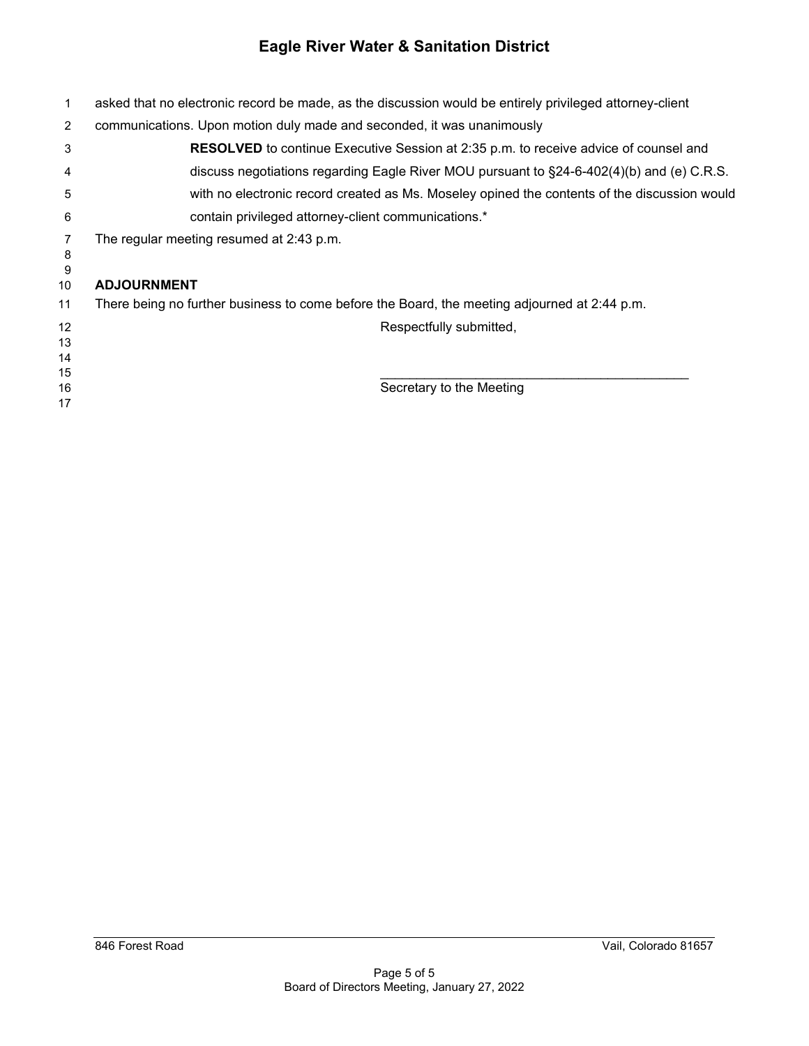asked that no electronic record be made, as the discussion would be entirely privileged attorney-client communications. Upon motion duly made and seconded, it was unanimously

> **RESOLVED** to continue Executive Session at 2:35 p.m. to receive advice of counsel and discuss negotiations regarding Eagle River MOU pursuant to §24-6-402(4)(b) and (e) C.R.S. with no electronic record created as Ms. Moseley opined the contents of the discussion would contain privileged attorney-client communications.*

The regular meeting resumed at 2:43 p.m.

## ADJOURNMENT

There being no further business to come before the Board, the meeting adjourned at 2:44 p.m.

Respectfully submitted,

\_\_\_\_\_\_\_\_\_\_\_\_\_\_\_\_\_\_\_\_\_\_\_\_\_\_\_\_\_\_\_\_\_\_\_\_\_\_\_\_

Secretary to the Meeting